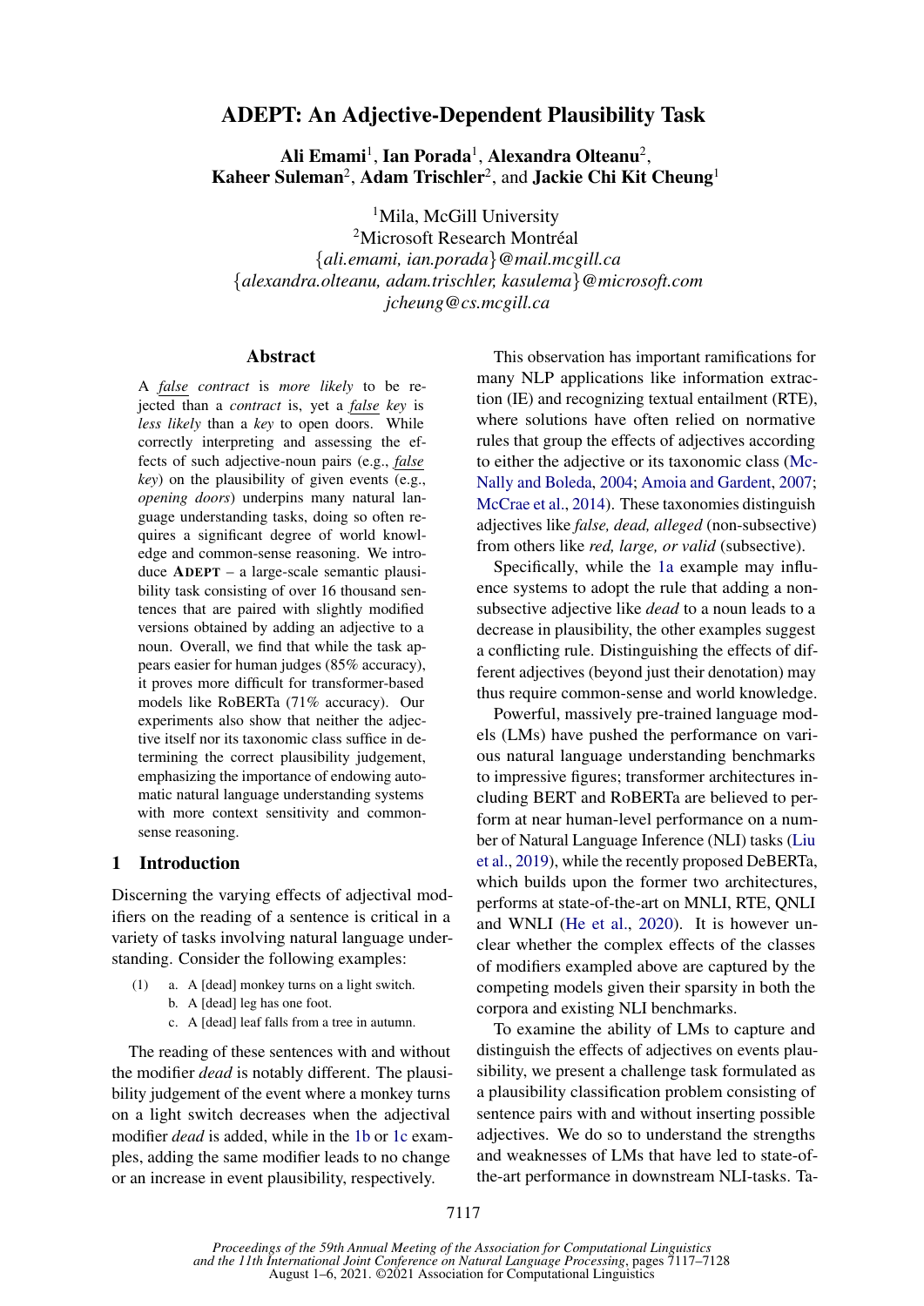# ADEPT: An Adjective-Dependent Plausibility Task

**Ali Emami**[1], **Ian Porada**[1], **Alexandra Olteanu**[2], **Kaheer Suleman**[2], **Adam Trischler**[2], and **Jackie Chi Kit Cheung**[1]

[1]Mila, McGill University
[2]Microsoft Research Montréal
{*ali.emami, ian.porada*}*@mail.mcgill.ca*
{*alexandra.olteanu, adam.trischler, kasulema*}*@microsoft.com*
*jcheung@cs.mcgill.ca*

## Abstract

A *false* *contract* is *more likely* to be rejected than a *contract* is, yet a *false* *key* is *less likely* than a *key* to open doors. While correctly interpreting and assessing the effects of such adjective-noun pairs (e.g., *false key*) on the plausibility of given events (e.g., *opening doors*) underpins many natural language understanding tasks, doing so often requires a significant degree of world knowledge and common-sense reasoning. We introduce ADEPT – a large-scale semantic plausibility task consisting of over 16 thousand sentences that are paired with slightly modified versions obtained by adding an adjective to a noun. Overall, we find that while the task appears easier for human judges (85% accuracy), it proves more difficult for transformer-based models like RoBERTa (71% accuracy). Our experiments also show that neither the adjective itself nor its taxonomic class suffice in determining the correct plausibility judgement, emphasizing the importance of endowing automatic natural language understanding systems with more context sensitivity and common-sense reasoning.

## 1 Introduction

Discerning the varying effects of adjectival modifiers on the reading of a sentence is critical in a variety of tasks involving natural language understanding. Consider the following examples:

(1) a. A [dead] monkey turns on a light switch.
b. A [dead] leg has one foot.
c. A [dead] leaf falls from a tree in autumn.

The reading of these sentences with and without the modifier *dead* is notably different. The plausibility judgement of the event where a monkey turns on a light switch decreases when the adjectival modifier *dead* is added, while in the 1b or 1c examples, adding the same modifier leads to no change or an increase in event plausibility, respectively.

This observation has important ramifications for many NLP applications like information extraction (IE) and recognizing textual entailment (RTE), where solutions have often relied on normative rules that group the effects of adjectives according to either the adjective or its taxonomic class (McNally and Boleda, 2004; Amoia and Gardent, 2007; McCrae et al., 2014). These taxonomies distinguish adjectives like *false, dead, alleged* (non-subsective) from others like *red, large, or valid* (subsective).

Specifically, while the 1a example may influence systems to adopt the rule that adding a non-subsective adjective like *dead* to a noun leads to a decrease in plausibility, the other examples suggest a conflicting rule. Distinguishing the effects of different adjectives (beyond just their denotation) may thus require common-sense and world knowledge.

Powerful, massively pre-trained language models (LMs) have pushed the performance on various natural language understanding benchmarks to impressive figures; transformer architectures including BERT and RoBERTa are believed to perform at near human-level performance on a number of Natural Language Inference (NLI) tasks (Liu et al., 2019), while the recently proposed DeBERTa, which builds upon the former two architectures, performs at state-of-the-art on MNLI, RTE, QNLI and WNLI (He et al., 2020). It is however unclear whether the complex effects of the classes of modifiers exampled above are captured by the competing models given their sparsity in both the corpora and existing NLI benchmarks.

To examine the ability of LMs to capture and distinguish the effects of adjectives on events plausibility, we present a challenge task formulated as a plausibility classification problem consisting of sentence pairs with and without inserting possible adjectives. We do so to understand the strengths and weaknesses of LMs that have led to state-of-the-art performance in downstream NLI-tasks. Ta-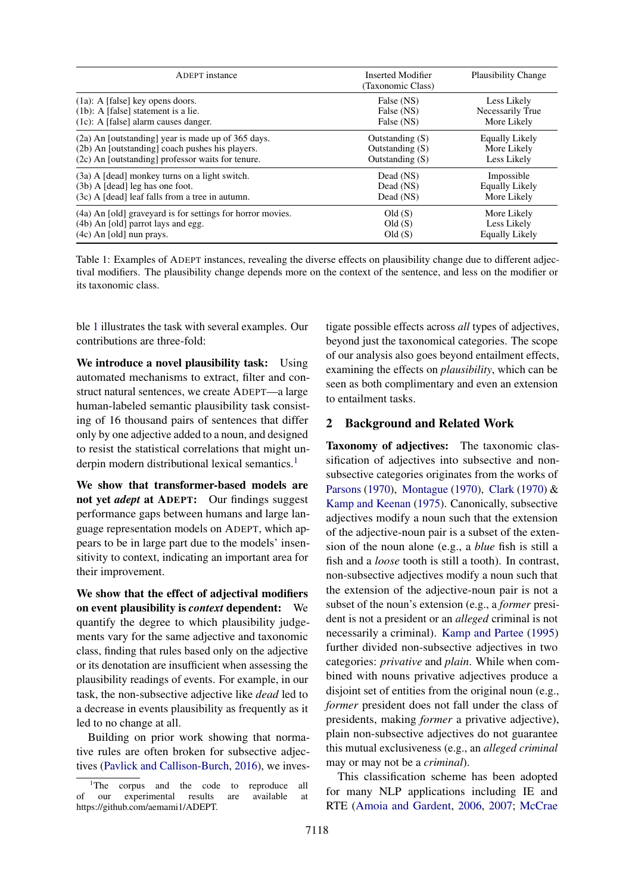| ADEPT instance | Inserted Modifier (Taxonomic Class) | Plausibility Change |
|---|---|---|
| (1a): A [false] key opens doors. | False (NS) | Less Likely |
| (1b): A [false] statement is a lie. | False (NS) | Necessarily True |
| (1c): A [false] alarm causes danger. | False (NS) | More Likely |
| (2a) An [outstanding] year is made up of 365 days. | Outstanding (S) | Equally Likely |
| (2b) An [outstanding] coach pushes his players. | Outstanding (S) | More Likely |
| (2c) An [outstanding] professor waits for tenure. | Outstanding (S) | Less Likely |
| (3a) A [dead] monkey turns on a light switch. | Dead (NS) | Impossible |
| (3b) A [dead] leg has one foot. | Dead (NS) | Equally Likely |
| (3c) A [dead] leaf falls from a tree in autumn. | Dead (NS) | More Likely |
| (4a) An [old] graveyard is for settings for horror movies. | Old (S) | More Likely |
| (4b) An [old] parrot lays and egg. | Old (S) | Less Likely |
| (4c) An [old] nun prays. | Old (S) | Equally Likely |

Table 1: Examples of ADEPT instances, revealing the diverse effects on plausibility change due to different adjectival modifiers. The plausibility change depends more on the context of the sentence, and less on the modifier or its taxonomic class.

ble 1 illustrates the task with several examples. Our contributions are three-fold:

**We introduce a novel plausibility task:** Using automated mechanisms to extract, filter and construct natural sentences, we create ADEPT—a large human-labeled semantic plausibility task consisting of 16 thousand pairs of sentences that differ only by one adjective added to a noun, and designed to resist the statistical correlations that might underpin modern distributional lexical semantics.[1]

**We show that transformer-based models are not yet *adept* at ADEPT:** Our findings suggest performance gaps between humans and large language representation models on ADEPT, which appears to be in large part due to the models' insensitivity to context, indicating an important area for their improvement.

**We show that the effect of adjectival modifiers on event plausibility is *context* dependent:** We quantify the degree to which plausibility judgements vary for the same adjective and taxonomic class, finding that rules based only on the adjective or its denotation are insufficient when assessing the plausibility readings of events. For example, in our task, the non-subsective adjective like *dead* led to a decrease in events plausibility as frequently as it led to no change at all.

Building on prior work showing that normative rules are often broken for subsective adjectives (Pavlick and Callison-Burch, 2016), we investigate possible effects across *all* types of adjectives, beyond just the taxonomical categories. The scope of our analysis also goes beyond entailment effects, examining the effects on *plausibility*, which can be seen as both complimentary and even an extension to entailment tasks.

## 2 Background and Related Work

**Taxonomy of adjectives:** The taxonomic classification of adjectives into subsective and non-subsective categories originates from the works of Parsons (1970), Montague (1970), Clark (1970) & Kamp and Keenan (1975). Canonically, subsective adjectives modify a noun such that the extension of the adjective-noun pair is a subset of the extension of the noun alone (e.g., a *blue* fish is still a fish and a *loose* tooth is still a tooth). In contrast, non-subsective adjectives modify a noun such that the extension of the adjective-noun pair is not a subset of the noun's extension (e.g., a *former* president is not a president or an *alleged* criminal is not necessarily a criminal). Kamp and Partee (1995) further divided non-subsective adjectives in two categories: *privative* and *plain*. While when combined with nouns privative adjectives produce a disjoint set of entities from the original noun (e.g., *former* president does not fall under the class of presidents, making *former* a privative adjective), plain non-subsective adjectives do not guarantee this mutual exclusiveness (e.g., an *alleged criminal* may or may not be a *criminal*).

This classification scheme has been adopted for many NLP applications including IE and RTE (Amoia and Gardent, 2006, 2007; McCrae

[1]The corpus and the code to reproduce all of our experimental results are available at https://github.com/aemami1/ADEPT.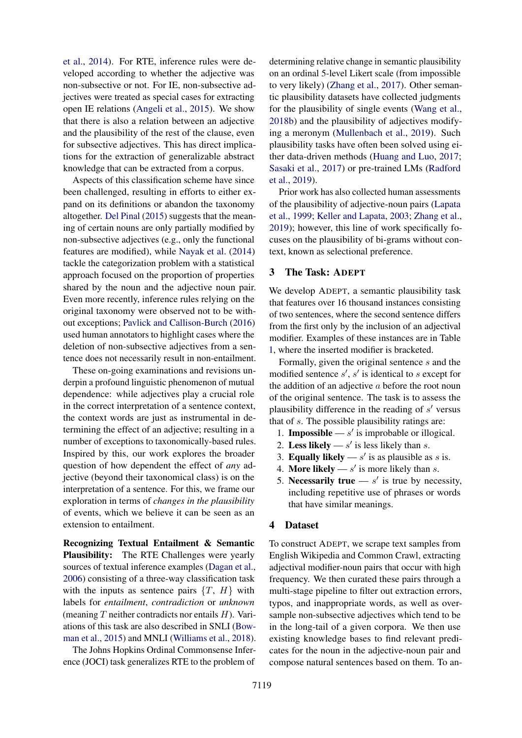et al., 2014). For RTE, inference rules were developed according to whether the adjective was non-subsective or not. For IE, non-subsective adjectives were treated as special cases for extracting open IE relations (Angeli et al., 2015). We show that there is also a relation between an adjective and the plausibility of the rest of the clause, even for subsective adjectives. This has direct implications for the extraction of generalizable abstract knowledge that can be extracted from a corpus.

Aspects of this classification scheme have since been challenged, resulting in efforts to either expand on its definitions or abandon the taxonomy altogether. Del Pinal (2015) suggests that the meaning of certain nouns are only partially modified by non-subsective adjectives (e.g., only the functional features are modified), while Nayak et al. (2014) tackle the categorization problem with a statistical approach focused on the proportion of properties shared by the noun and the adjective noun pair. Even more recently, inference rules relying on the original taxonomy were observed not to be without exceptions; Pavlick and Callison-Burch (2016) used human annotators to highlight cases where the deletion of non-subsective adjectives from a sentence does not necessarily result in non-entailment.

These on-going examinations and revisions underpin a profound linguistic phenomenon of mutual dependence: while adjectives play a crucial role in the correct interpretation of a sentence context, the context words are just as instrumental in determining the effect of an adjective; resulting in a number of exceptions to taxonomically-based rules. Inspired by this, our work explores the broader question of how dependent the effect of *any* adjective (beyond their taxonomic class) is on the interpretation of a sentence. For this, we frame our exploration in terms of *changes in the plausibility* of events, which we believe it can be seen as an extension to entailment.

**Recognizing Textual Entailment & Semantic Plausibility:** The RTE Challenges were yearly sources of textual inference examples (Dagan et al., 2006) consisting of a three-way classification task with the inputs as sentence pairs $\{T, H\}$ with labels for *entailment*, *contradiction* or *unknown* (meaning $T$ neither contradicts nor entails $H$). Variations of this task are also described in SNLI (Bowman et al., 2015) and MNLI (Williams et al., 2018).

The Johns Hopkins Ordinal Commonsense Inference (JOCI) task generalizes RTE to the problem of determining relative change in semantic plausibility on an ordinal 5-level Likert scale (from impossible to very likely) (Zhang et al., 2017). Other semantic plausibility datasets have collected judgments for the plausibility of single events (Wang et al., 2018b) and the plausibility of adjectives modifying a meronym (Mullenbach et al., 2019). Such plausibility tasks have often been solved using either data-driven methods (Huang and Luo, 2017; Sasaki et al., 2017) or pre-trained LMs (Radford et al., 2019).

Prior work has also collected human assessments of the plausibility of adjective-noun pairs (Lapata et al., 1999; Keller and Lapata, 2003; Zhang et al., 2019); however, this line of work specifically focuses on the plausibility of bi-grams without context, known as selectional preference.

## 3 The Task: ADEPT

We develop ADEPT, a semantic plausibility task that features over 16 thousand instances consisting of two sentences, where the second sentence differs from the first only by the inclusion of an adjectival modifier. Examples of these instances are in Table 1, where the inserted modifier is bracketed.

Formally, given the original sentence $s$ and the modified sentence $s'$, $s'$ is identical to $s$ except for the addition of an adjective $a$ before the root noun of the original sentence. The task is to assess the plausibility difference in the reading of $s'$ versus that of $s$. The possible plausibility ratings are:

1. **Impossible** — $s'$ is improbable or illogical.
2. **Less likely** — $s'$ is less likely than $s$.
3. **Equally likely** — $s'$ is as plausible as $s$ is.
4. **More likely** — $s'$ is more likely than $s$.
5. **Necessarily true** — $s'$ is true by necessity, including repetitive use of phrases or words that have similar meanings.

## 4 Dataset

To construct ADEPT, we scrape text samples from English Wikipedia and Common Crawl, extracting adjectival modifier-noun pairs that occur with high frequency. We then curated these pairs through a multi-stage pipeline to filter out extraction errors, typos, and inappropriate words, as well as oversample non-subsective adjectives which tend to be in the long-tail of a given corpora. We then use existing knowledge bases to find relevant predicates for the noun in the adjective-noun pair and compose natural sentences based on them. To an-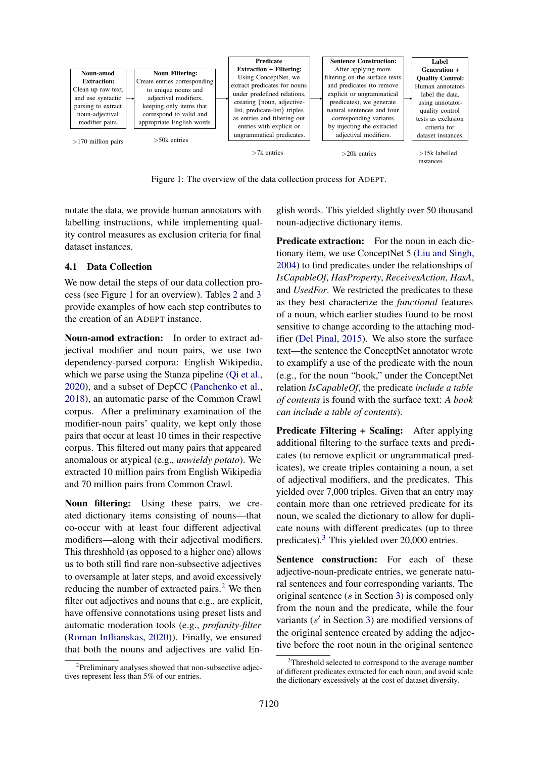**Noun-amod Extraction:** Clean up raw text, and use syntactic parsing to extract noun-adjectival modifier pairs. → **Noun Filtering:** Create entries corresponding to unique nouns and adjectival modifiers, keeping only items that correspond to valid and appropriate English words. → **Predicate Extraction + Filtering:** Using ConceptNet, we extract predicates for nouns under predefined relations, creating {noun, adjective-list, predicate-list} triples as entries and filtering out entries with explicit or ungrammatical predicates. → **Sentence Construction:** After applying more filtering on the surface texts and predicates (to remove explicit or ungrammatical predicates), we generate natural sentences and four corresponding variants by injecting the extracted adjectival modifiers. → **Label Generation + Quality Control:** Human annotators label the data, using annotator-quality control tests as exclusion criteria for dataset instances.

>170 million pairs | >50k entries | >7k entries | >20k entries | >15k labelled instances

Figure 1: The overview of the data collection process for ADEPT.

notate the data, we provide human annotators with labelling instructions, while implementing quality control measures as exclusion criteria for final dataset instances.

### 4.1 Data Collection

We now detail the steps of our data collection process (see Figure 1 for an overview). Tables 2 and 3 provide examples of how each step contributes to the creation of an ADEPT instance.

**Noun-amod extraction:** In order to extract adjectival modifier and noun pairs, we use two dependency-parsed corpora: English Wikipedia, which we parse using the Stanza pipeline (Qi et al., 2020), and a subset of DepCC (Panchenko et al., 2018), an automatic parse of the Common Crawl corpus. After a preliminary examination of the modifier-noun pairs' quality, we kept only those pairs that occur at least 10 times in their respective corpus. This filtered out many pairs that appeared anomalous or atypical (e.g., *unwieldy potato*). We extracted 10 million pairs from English Wikipedia and 70 million pairs from Common Crawl.

**Noun filtering:** Using these pairs, we created dictionary items consisting of nouns—that co-occur with at least four different adjectival modifiers—along with their adjectival modifiers. This threshhold (as opposed to a higher one) allows us to both still find rare non-subsective adjectives to oversample at later steps, and avoid excessively reducing the number of extracted pairs.[2] We then filter out adjectives and nouns that e.g., are explicit, have offensive connotations using preset lists and automatic moderation tools (e.g., *profanity-filter* (Roman Inflianskas, 2020)). Finally, we ensured that both the nouns and adjectives are valid English words. This yielded slightly over 50 thousand noun-adjective dictionary items.

**Predicate extraction:** For the noun in each dictionary item, we use ConceptNet 5 (Liu and Singh, 2004) to find predicates under the relationships of *IsCapableOf*, *HasProperty*, *ReceivesAction*, *HasA*, and *UsedFor*. We restricted the predicates to these as they best characterize the *functional* features of a noun, which earlier studies found to be most sensitive to change according to the attaching modifier (Del Pinal, 2015). We also store the surface text—the sentence the ConceptNet annotator wrote to examplify a use of the predicate with the noun (e.g., for the noun "book," under the ConceptNet relation *IsCapableOf*, the predicate *include a table of contents* is found with the surface text: *A book can include a table of contents*).

**Predicate Filtering + Scaling:** After applying additional filtering to the surface texts and predicates (to remove explicit or ungrammatical predicates), we create triples containing a noun, a set of adjectival modifiers, and the predicates. This yielded over 7,000 triples. Given that an entry may contain more than one retrieved predicate for its noun, we scaled the dictionary to allow for duplicate nouns with different predicates (up to three predicates).[3] This yielded over 20,000 entries.

**Sentence construction:** For each of these adjective-noun-predicate entries, we generate natural sentences and four corresponding variants. The original sentence ($s$ in Section 3) is composed only from the noun and the predicate, while the four variants ($s'$ in Section 3) are modified versions of the original sentence created by adding the adjective before the root noun in the original sentence

[2] Preliminary analyses showed that non-subsective adjectives represent less than 5% of our entries.

[3] Threshold selected to correspond to the average number of different predicates extracted for each noun, and avoid scale the dictionary excessively at the cost of dataset diversity.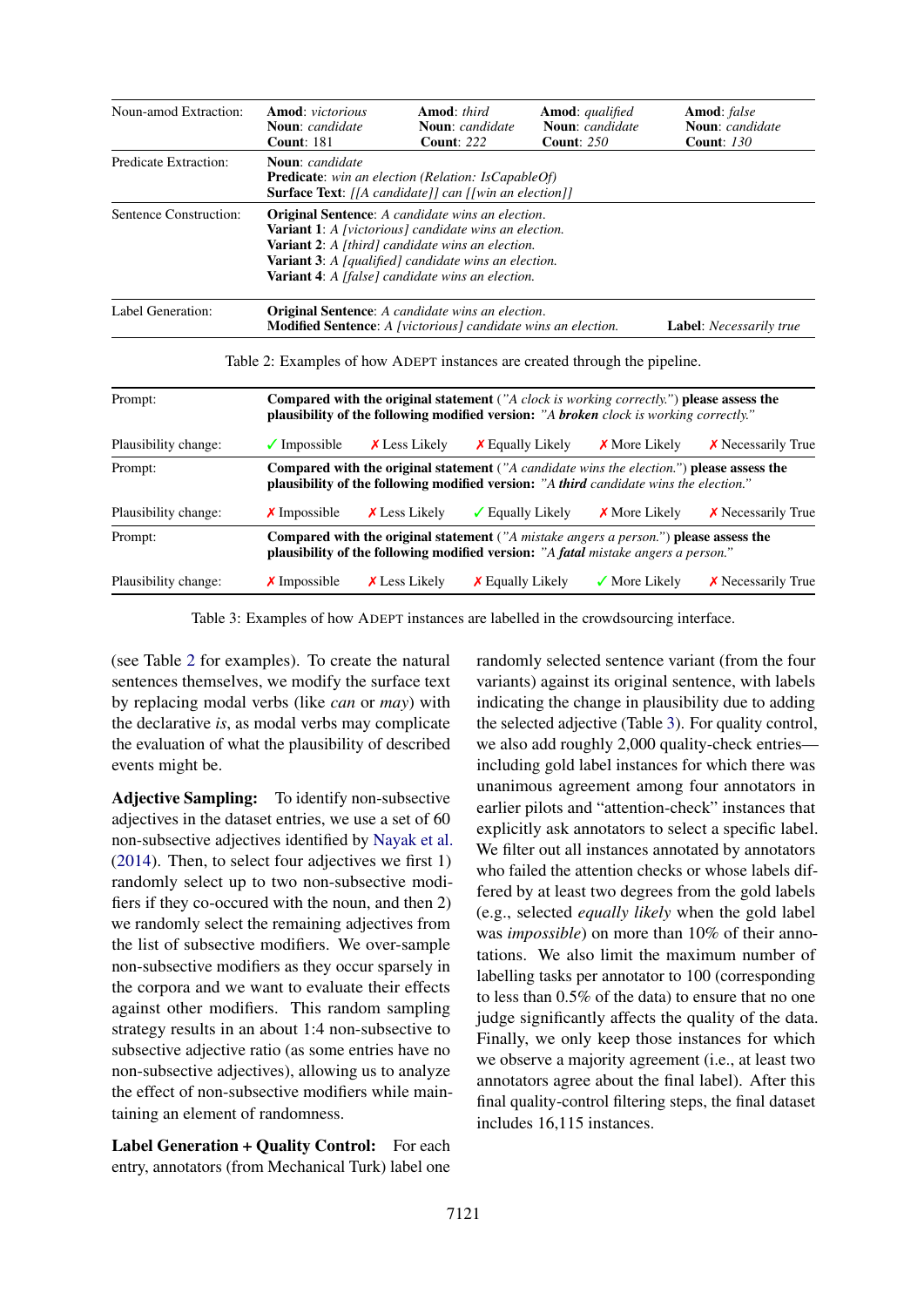| | | | | |
|---|---|---|---|---|
| Noun-amod Extraction: | **Amod**: *victorious* **Noun**: *candidate* **Count**: 181 | **Amod**: *third* **Noun**: *candidate* **Count**: *222* | **Amod**: *qualified* **Noun**: *candidate* **Count**: *250* | **Amod**: *false* **Noun**: *candidate* **Count**: *130* |
| Predicate Extraction: | **Noun**: *candidate* **Predicate**: *win an election (Relation: IsCapableOf)* **Surface Text**: *[[A candidate]] can [[win an election]]* | | | |
| Sentence Construction: | **Original Sentence**: *A candidate wins an election*. **Variant 1**: *A [victorious] candidate wins an election.* **Variant 2**: *A [third] candidate wins an election.* **Variant 3**: *A [qualified] candidate wins an election.* **Variant 4**: *A [false] candidate wins an election.* | | | |
| Label Generation: | **Original Sentence**: *A candidate wins an election*. **Modified Sentence**: *A [victorious] candidate wins an election.* | | | **Label**: *Necessarily true* |

Table 2: Examples of how ADEPT instances are created through the pipeline.

| | | | | | |
|---|---|---|---|---|---|
| Prompt: | **Compared with the original statement** (*"A clock is working correctly."*) **please assess the plausibility of the following modified version:** *"A **broken** clock is working correctly."* | | | | |
| Plausibility change: | ✓ Impossible | ✗ Less Likely | ✗ Equally Likely | ✗ More Likely | ✗ Necessarily True |
| Prompt: | **Compared with the original statement** (*"A candidate wins the election."*) **please assess the plausibility of the following modified version:** *"A **third** candidate wins the election."* | | | | |
| Plausibility change: | ✗ Impossible | ✗ Less Likely | ✓ Equally Likely | ✗ More Likely | ✗ Necessarily True |
| Prompt: | **Compared with the original statement** (*"A mistake angers a person."*) **please assess the plausibility of the following modified version:** *"A **fatal** mistake angers a person."* | | | | |
| Plausibility change: | ✗ Impossible | ✗ Less Likely | ✗ Equally Likely | ✓ More Likely | ✗ Necessarily True |

Table 3: Examples of how ADEPT instances are labelled in the crowdsourcing interface.

(see Table 2 for examples). To create the natural sentences themselves, we modify the surface text by replacing modal verbs (like *can* or *may*) with the declarative *is*, as modal verbs may complicate the evaluation of what the plausibility of described events might be.

**Adjective Sampling:** To identify non-subsective adjectives in the dataset entries, we use a set of 60 non-subsective adjectives identified by Nayak et al. (2014). Then, to select four adjectives we first 1) randomly select up to two non-subsective modifiers if they co-occured with the noun, and then 2) we randomly select the remaining adjectives from the list of subsective modifiers. We over-sample non-subsective modifiers as they occur sparsely in the corpora and we want to evaluate their effects against other modifiers. This random sampling strategy results in an about 1:4 non-subsective to subsective adjective ratio (as some entries have no non-subsective adjectives), allowing us to analyze the effect of non-subsective modifiers while maintaining an element of randomness.

**Label Generation + Quality Control:** For each entry, annotators (from Mechanical Turk) label one randomly selected sentence variant (from the four variants) against its original sentence, with labels indicating the change in plausibility due to adding the selected adjective (Table 3). For quality control, we also add roughly 2,000 quality-check entries—including gold label instances for which there was unanimous agreement among four annotators in earlier pilots and "attention-check" instances that explicitly ask annotators to select a specific label. We filter out all instances annotated by annotators who failed the attention checks or whose labels differed by at least two degrees from the gold labels (e.g., selected *equally likely* when the gold label was *impossible*) on more than 10% of their annotations. We also limit the maximum number of labelling tasks per annotator to 100 (corresponding to less than 0.5% of the data) to ensure that no one judge significantly affects the quality of the data. Finally, we only keep those instances for which we observe a majority agreement (i.e., at least two annotators agree about the final label). After this final quality-control filtering steps, the final dataset includes 16,115 instances.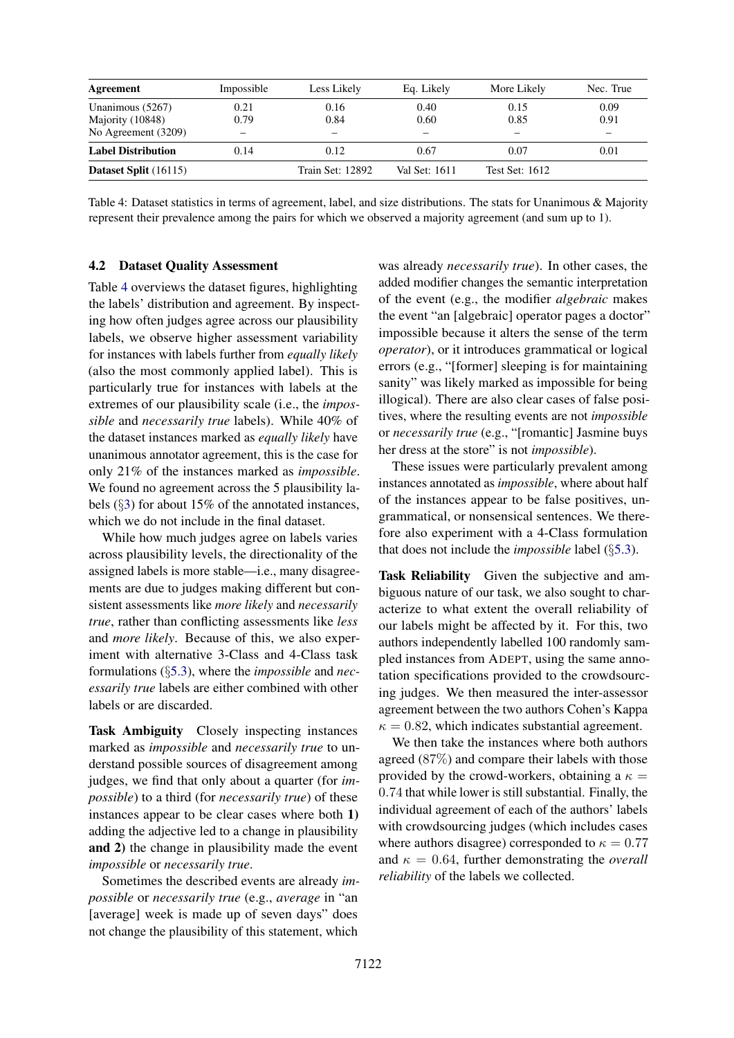| Agreement | Impossible | Less Likely | Eq. Likely | More Likely | Nec. True |
|---|---|---|---|---|---|
| Unanimous (5267) | 0.21 | 0.16 | 0.40 | 0.15 | 0.09 |
| Majority (10848) | 0.79 | 0.84 | 0.60 | 0.85 | 0.91 |
| No Agreement (3209) | – | – | – | – | – |
| **Label Distribution** | 0.14 | 0.12 | 0.67 | 0.07 | 0.01 |
| **Dataset Split** (16115) | | Train Set: 12892 | Val Set: 1611 | Test Set: 1612 | |

Table 4: Dataset statistics in terms of agreement, label, and size distributions. The stats for Unanimous & Majority represent their prevalence among the pairs for which we observed a majority agreement (and sum up to 1).

### 4.2 Dataset Quality Assessment

Table 4 overviews the dataset figures, highlighting the labels' distribution and agreement. By inspecting how often judges agree across our plausibility labels, we observe higher assessment variability for instances with labels further from *equally likely* (also the most commonly applied label). This is particularly true for instances with labels at the extremes of our plausibility scale (i.e., the *impossible* and *necessarily true* labels). While 40% of the dataset instances marked as *equally likely* have unanimous annotator agreement, this is the case for only 21% of the instances marked as *impossible*. We found no agreement across the 5 plausibility labels (§3) for about 15% of the annotated instances, which we do not include in the final dataset.

While how much judges agree on labels varies across plausibility levels, the directionality of the assigned labels is more stable—i.e., many disagreements are due to judges making different but consistent assessments like *more likely* and *necessarily true*, rather than conflicting assessments like *less* and *more likely*. Because of this, we also experiment with alternative 3-Class and 4-Class task formulations (§5.3), where the *impossible* and *necessarily true* labels are either combined with other labels or are discarded.

**Task Ambiguity** Closely inspecting instances marked as *impossible* and *necessarily true* to understand possible sources of disagreement among judges, we find that only about a quarter (for *impossible*) to a third (for *necessarily true*) of these instances appear to be clear cases where both **1)** adding the adjective led to a change in plausibility **and 2)** the change in plausibility made the event *impossible* or *necessarily true*.

Sometimes the described events are already *impossible* or *necessarily true* (e.g., *average* in "an [average] week is made up of seven days" does not change the plausibility of this statement, which was already *necessarily true*). In other cases, the added modifier changes the semantic interpretation of the event (e.g., the modifier *algebraic* makes the event "an [algebraic] operator pages a doctor" impossible because it alters the sense of the term *operator*), or it introduces grammatical or logical errors (e.g., "[former] sleeping is for maintaining sanity" was likely marked as impossible for being illogical). There are also clear cases of false positives, where the resulting events are not *impossible* or *necessarily true* (e.g., "[romantic] Jasmine buys her dress at the store" is not *impossible*).

These issues were particularly prevalent among instances annotated as *impossible*, where about half of the instances appear to be false positives, ungrammatical, or nonsensical sentences. We therefore also experiment with a 4-Class formulation that does not include the *impossible* label (§5.3).

**Task Reliability** Given the subjective and ambiguous nature of our task, we also sought to characterize to what extent the overall reliability of our labels might be affected by it. For this, two authors independently labelled 100 randomly sampled instances from ADEPT, using the same annotation specifications provided to the crowdsourcing judges. We then measured the inter-assessor agreement between the two authors Cohen's Kappa $\kappa = 0.82$, which indicates substantial agreement.

We then take the instances where both authors agreed (87%) and compare their labels with those provided by the crowd-workers, obtaining a $\kappa = 0.74$ that while lower is still substantial. Finally, the individual agreement of each of the authors' labels with crowdsourcing judges (which includes cases where authors disagree) corresponded to $\kappa = 0.77$ and $\kappa = 0.64$, further demonstrating the *overall reliability* of the labels we collected.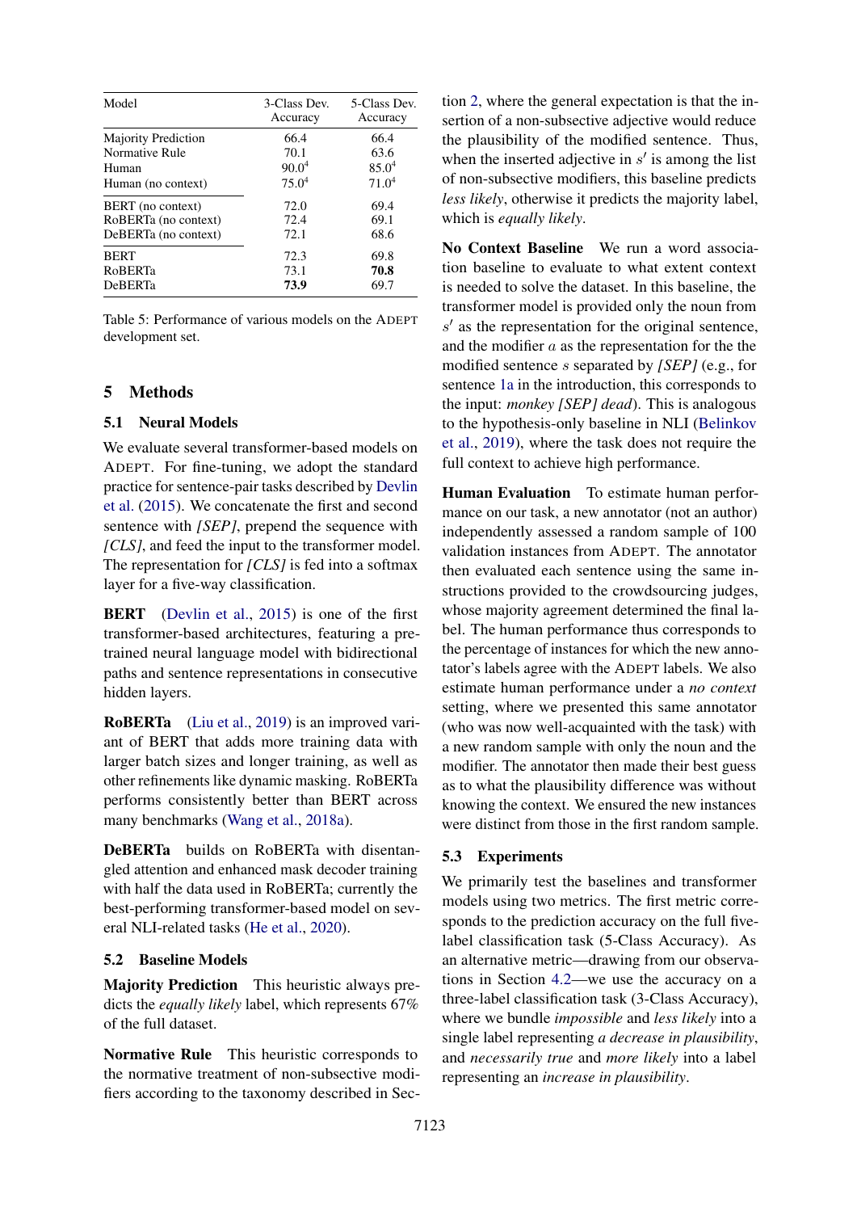| Model | 3-Class Dev. Accuracy | 5-Class Dev. Accuracy |
|---|---|---|
| Majority Prediction | 66.4 | 66.4 |
| Normative Rule | 70.1 | 63.6 |
| Human | 90.0[4] | 85.0[4] |
| Human (no context) | 75.0[4] | 71.0[4] |
| BERT (no context) | 72.0 | 69.4 |
| RoBERTa (no context) | 72.4 | 69.1 |
| DeBERTa (no context) | 72.1 | 68.6 |
| BERT | 72.3 | 69.8 |
| RoBERTa | 73.1 | **70.8** |
| DeBERTa | **73.9** | 69.7 |

Table 5: Performance of various models on the ADEPT development set.

## 5 Methods

### 5.1 Neural Models

We evaluate several transformer-based models on ADEPT. For fine-tuning, we adopt the standard practice for sentence-pair tasks described by Devlin et al. (2015). We concatenate the first and second sentence with *[SEP]*, prepend the sequence with *[CLS]*, and feed the input to the transformer model. The representation for *[CLS]* is fed into a softmax layer for a five-way classification.

**BERT** (Devlin et al., 2015) is one of the first transformer-based architectures, featuring a pre-trained neural language model with bidirectional paths and sentence representations in consecutive hidden layers.

**RoBERTa** (Liu et al., 2019) is an improved variant of BERT that adds more training data with larger batch sizes and longer training, as well as other refinements like dynamic masking. RoBERTa performs consistently better than BERT across many benchmarks (Wang et al., 2018a).

**DeBERTa** builds on RoBERTa with disentangled attention and enhanced mask decoder training with half the data used in RoBERTa; currently the best-performing transformer-based model on several NLI-related tasks (He et al., 2020).

### 5.2 Baseline Models

**Majority Prediction** This heuristic always predicts the *equally likely* label, which represents 67% of the full dataset.

**Normative Rule** This heuristic corresponds to the normative treatment of non-subsective modifiers according to the taxonomy described in Section 2, where the general expectation is that the insertion of a non-subsective adjective would reduce the plausibility of the modified sentence. Thus, when the inserted adjective in $s'$ is among the list of non-subsective modifiers, this baseline predicts *less likely*, otherwise it predicts the majority label, which is *equally likely*.

**No Context Baseline** We run a word association baseline to evaluate to what extent context is needed to solve the dataset. In this baseline, the transformer model is provided only the noun from $s'$ as the representation for the original sentence, and the modifier $a$ as the representation for the modified sentence $s$ separated by *[SEP]* (e.g., for sentence 1a in the introduction, this corresponds to the input: *monkey [SEP] dead*). This is analogous to the hypothesis-only baseline in NLI (Belinkov et al., 2019), where the task does not require the full context to achieve high performance.

**Human Evaluation** To estimate human performance on our task, a new annotator (not an author) independently assessed a random sample of 100 validation instances from ADEPT. The annotator then evaluated each sentence using the same instructions provided to the crowdsourcing judges, whose majority agreement determined the final label. The human performance thus corresponds to the percentage of instances for which the new annotator's labels agree with the ADEPT labels. We also estimate human performance under a *no context* setting, where we presented this same annotator (who was now well-acquainted with the task) with a new random sample with only the noun and the modifier. The annotator then made their best guess as to what the plausibility difference was without knowing the context. We ensured the new instances were distinct from those in the first random sample.

### 5.3 Experiments

We primarily test the baselines and transformer models using two metrics. The first metric corresponds to the prediction accuracy on the full five-label classification task (5-Class Accuracy). As an alternative metric—drawing from our observations in Section 4.2—we use the accuracy on a three-label classification task (3-Class Accuracy), where we bundle *impossible* and *less likely* into a single label representing *a decrease in plausibility*, and *necessarily true* and *more likely* into a label representing an *increase in plausibility*.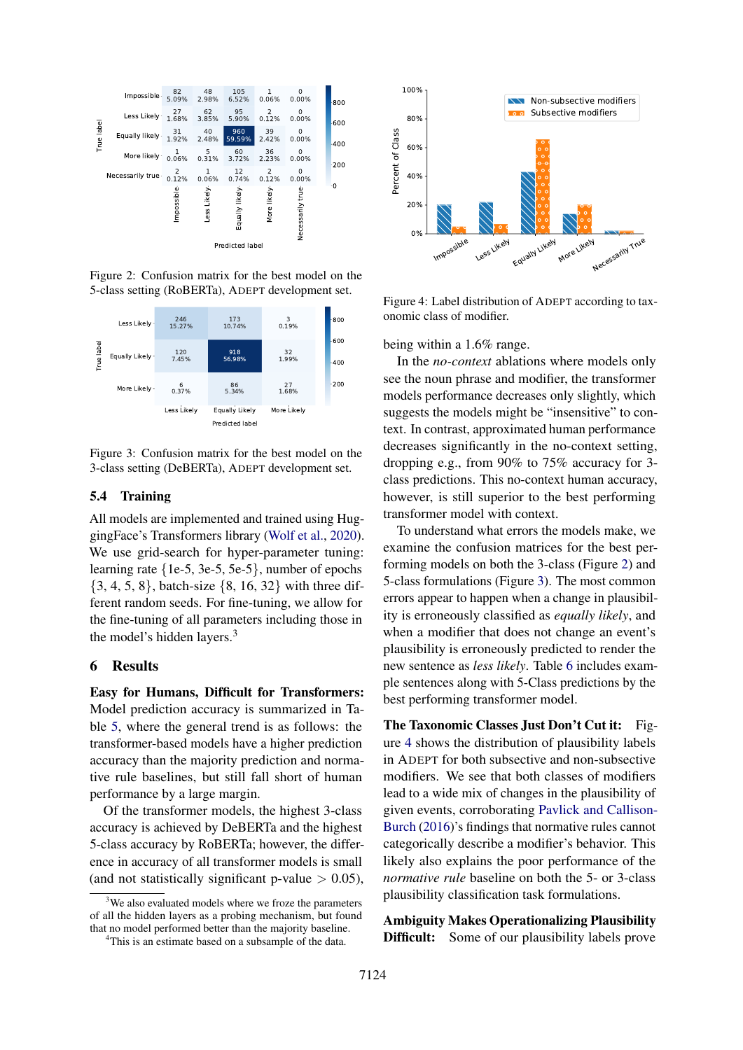Figure 2: Confusion matrix for the best model on the 5-class setting (RoBERTa), ADEPT development set.

Figure 3: Confusion matrix for the best model on the 3-class setting (DeBERTa), ADEPT development set.

Figure 4: Label distribution of ADEPT according to taxonomic class of modifier.

### 5.4 Training

All models are implemented and trained using HuggingFace's Transformers library (Wolf et al., 2020). We use grid-search for hyper-parameter tuning: learning rate {1e-5, 3e-5, 5e-5}, number of epochs {3, 4, 5, 8}, batch-size {8, 16, 32} with three different random seeds. For fine-tuning, we allow for the fine-tuning of all parameters including those in the model's hidden layers.[3]

## 6 Results

**Easy for Humans, Difficult for Transformers:** Model prediction accuracy is summarized in Table 5, where the general trend is as follows: the transformer-based models have a higher prediction accuracy than the majority prediction and normative rule baselines, but still fall short of human performance by a large margin.

Of the transformer models, the highest 3-class accuracy is achieved by DeBERTa and the highest 5-class accuracy by RoBERTa; however, the difference in accuracy of all transformer models is small (and not statistically significant p-value $> 0.05$), being within a 1.6% range.

In the *no-context* ablations where models only see the noun phrase and modifier, the transformer models performance decreases only slightly, which suggests the models might be "insensitive" to context. In contrast, approximated human performance decreases significantly in the no-context setting, dropping e.g., from 90% to 75% accuracy for 3-class predictions. This no-context human accuracy, however, is still superior to the best performing transformer model with context.

To understand what errors the models make, we examine the confusion matrices for the best performing models on both the 3-class (Figure 2) and 5-class formulations (Figure 3). The most common errors appear to happen when a change in plausibility is erroneously classified as *equally likely*, and when a modifier that does not change an event's plausibility is erroneously predicted to render the new sentence as *less likely*. Table 6 includes example sentences along with 5-Class predictions by the best performing transformer model.

**The Taxonomic Classes Just Don't Cut it:** Figure 4 shows the distribution of plausibility labels in ADEPT for both subsective and non-subsective modifiers. We see that both classes of modifiers lead to a wide mix of changes in the plausibility of given events, corroborating Pavlick and Callison-Burch (2016)'s findings that normative rules cannot categorically describe a modifier's behavior. This likely also explains the poor performance of the *normative rule* baseline on both the 5- or 3-class plausibility classification task formulations.

**Ambiguity Makes Operationalizing Plausibility Difficult:** Some of our plausibility labels prove

[3] We also evaluated models where we froze the parameters of all the hidden layers as a probing mechanism, but found that no model performed better than the majority baseline.

[4] This is an estimate based on a subsample of the data.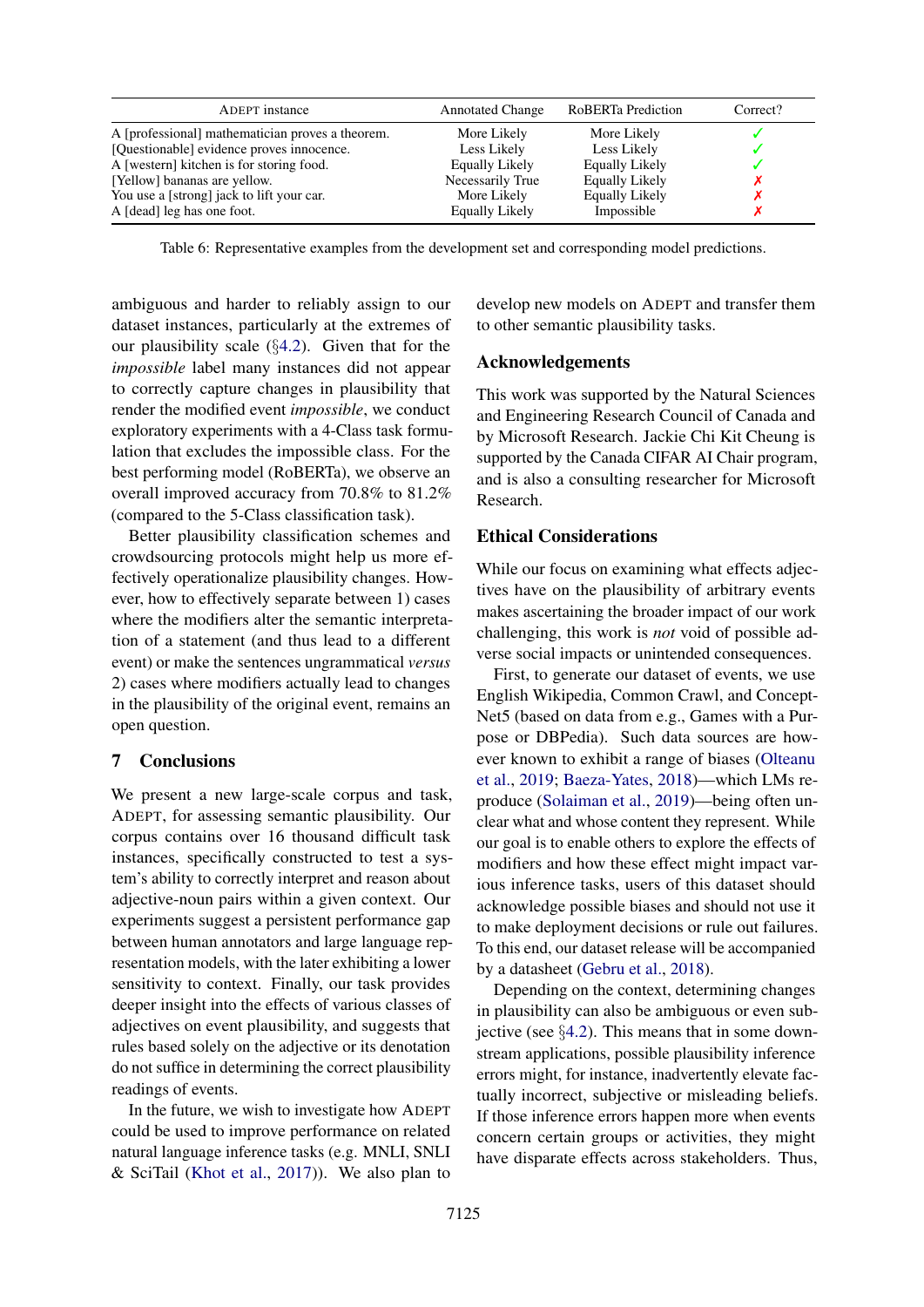| ADEPT instance | Annotated Change | RoBERTa Prediction | Correct? |
|---|---|---|---|
| A [professional] mathematician proves a theorem. | More Likely | More Likely | ✓ |
| [Questionable] evidence proves innocence. | Less Likely | Less Likely | ✓ |
| A [western] kitchen is for storing food. | Equally Likely | Equally Likely | ✓ |
| [Yellow] bananas are yellow. | Necessarily True | Equally Likely | ✗ |
| You use a [strong] jack to lift your car. | More Likely | Equally Likely | ✗ |
| A [dead] leg has one foot. | Equally Likely | Impossible | ✗ |

Table 6: Representative examples from the development set and corresponding model predictions.

ambiguous and harder to reliably assign to our dataset instances, particularly at the extremes of our plausibility scale (§4.2). Given that for the *impossible* label many instances did not appear to correctly capture changes in plausibility that render the modified event *impossible*, we conduct exploratory experiments with a 4-Class task formulation that excludes the impossible class. For the best performing model (RoBERTa), we observe an overall improved accuracy from 70.8% to 81.2% (compared to the 5-Class classification task).

Better plausibility classification schemes and crowdsourcing protocols might help us more effectively operationalize plausibility changes. However, how to effectively separate between 1) cases where the modifiers alter the semantic interpretation of a statement (and thus lead to a different event) or make the sentences ungrammatical *versus* 2) cases where modifiers actually lead to changes in the plausibility of the original event, remains an open question.

## 7 Conclusions

We present a new large-scale corpus and task, ADEPT, for assessing semantic plausibility. Our corpus contains over 16 thousand difficult task instances, specifically constructed to test a system's ability to correctly interpret and reason about adjective-noun pairs within a given context. Our experiments suggest a persistent performance gap between human annotators and large language representation models, with the later exhibiting a lower sensitivity to context. Finally, our task provides deeper insight into the effects of various classes of adjectives on event plausibility, and suggests that rules based solely on the adjective or its denotation do not suffice in determining the correct plausibility readings of events.

In the future, we wish to investigate how ADEPT could be used to improve performance on related natural language inference tasks (e.g. MNLI, SNLI & SciTail (Khot et al., 2017)). We also plan to develop new models on ADEPT and transfer them to other semantic plausibility tasks.

## Acknowledgements

This work was supported by the Natural Sciences and Engineering Research Council of Canada and by Microsoft Research. Jackie Chi Kit Cheung is supported by the Canada CIFAR AI Chair program, and is also a consulting researcher for Microsoft Research.

## Ethical Considerations

While our focus on examining what effects adjectives have on the plausibility of arbitrary events makes ascertaining the broader impact of our work challenging, this work is *not* void of possible adverse social impacts or unintended consequences.

First, to generate our dataset of events, we use English Wikipedia, Common Crawl, and ConceptNet5 (based on data from e.g., Games with a Purpose or DBPedia). Such data sources are however known to exhibit a range of biases (Olteanu et al., 2019; Baeza-Yates, 2018)—which LMs reproduce (Solaiman et al., 2019)—being often unclear what and whose content they represent. While our goal is to enable others to explore the effects of modifiers and how these effect might impact various inference tasks, users of this dataset should acknowledge possible biases and should not use it to make deployment decisions or rule out failures. To this end, our dataset release will be accompanied by a datasheet (Gebru et al., 2018).

Depending on the context, determining changes in plausibility can also be ambiguous or even subjective (see §4.2). This means that in some downstream applications, possible plausibility inference errors might, for instance, inadvertently elevate factually incorrect, subjective or misleading beliefs. If those inference errors happen more when events concern certain groups or activities, they might have disparate effects across stakeholders. Thus,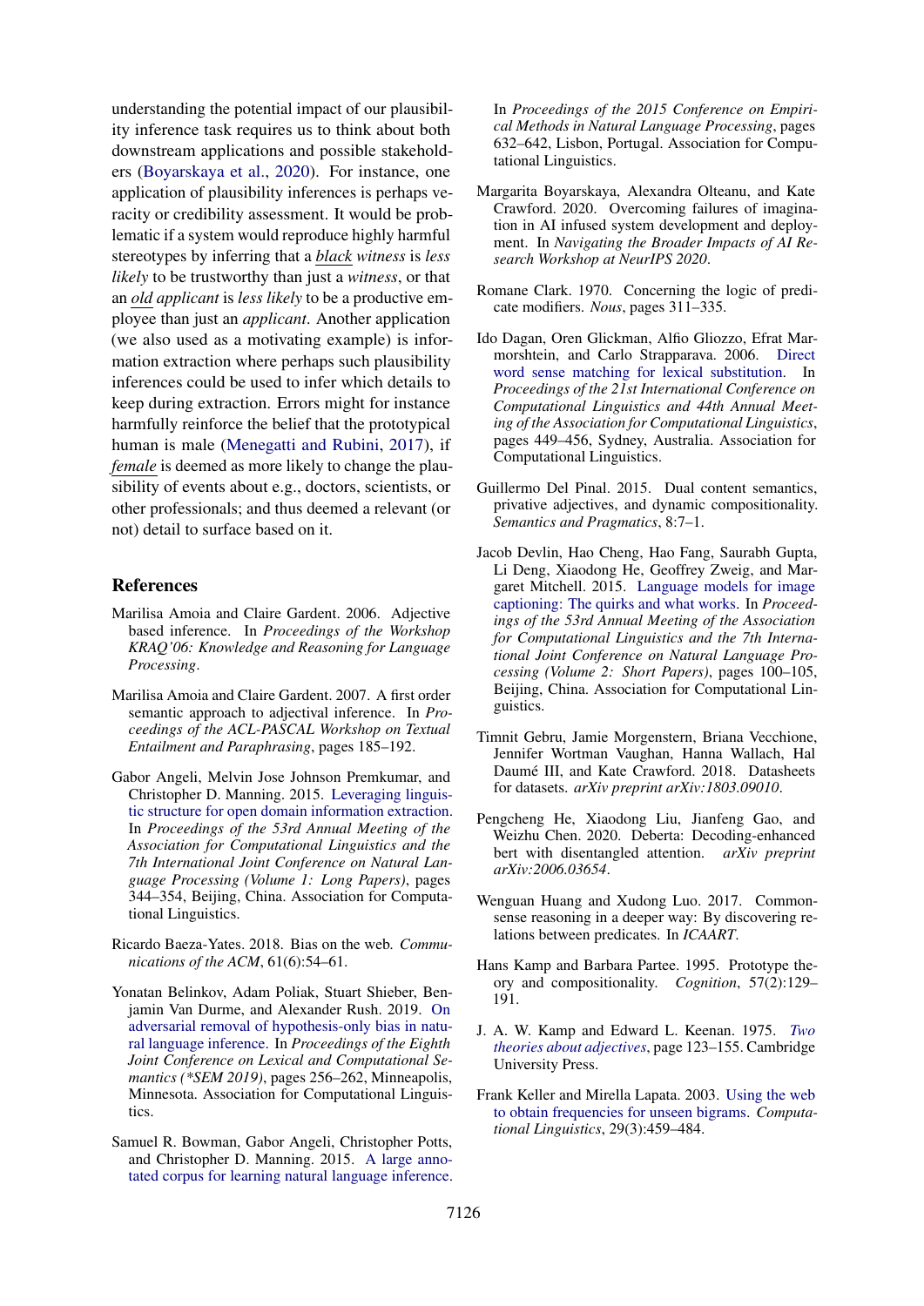understanding the potential impact of our plausibility inference task requires us to think about both downstream applications and possible stakeholders (Boyarskaya et al., 2020). For instance, one application of plausibility inferences is perhaps veracity or credibility assessment. It would be problematic if a system would reproduce highly harmful stereotypes by inferring that a ***black*** *witness* is *less likely* to be trustworthy than just a *witness*, or that an ***old*** *applicant* is *less likely* to be a productive employee than just an *applicant*. Another application (we also used as a motivating example) is information extraction where perhaps such plausibility inferences could be used to infer which details to keep during extraction. Errors might for instance harmfully reinforce the belief that the prototypical human is male (Menegatti and Rubini, 2017), if ***female*** is deemed as more likely to change the plausibility of events about e.g., doctors, scientists, or other professionals; and thus deemed a relevant (or not) detail to surface based on it.

## References

Marilisa Amoia and Claire Gardent. 2006. Adjective based inference. In *Proceedings of the Workshop KRAQ'06: Knowledge and Reasoning for Language Processing*.

Marilisa Amoia and Claire Gardent. 2007. A first order semantic approach to adjectival inference. In *Proceedings of the ACL-PASCAL Workshop on Textual Entailment and Paraphrasing*, pages 185–192.

Gabor Angeli, Melvin Jose Johnson Premkumar, and Christopher D. Manning. 2015. Leveraging linguistic structure for open domain information extraction. In *Proceedings of the 53rd Annual Meeting of the Association for Computational Linguistics and the 7th International Joint Conference on Natural Language Processing (Volume 1: Long Papers)*, pages 344–354, Beijing, China. Association for Computational Linguistics.

Ricardo Baeza-Yates. 2018. Bias on the web. *Communications of the ACM*, 61(6):54–61.

Yonatan Belinkov, Adam Poliak, Stuart Shieber, Benjamin Van Durme, and Alexander Rush. 2019. On adversarial removal of hypothesis-only bias in natural language inference. In *Proceedings of the Eighth Joint Conference on Lexical and Computational Semantics (*SEM 2019)*, pages 256–262, Minneapolis, Minnesota. Association for Computational Linguistics.

Samuel R. Bowman, Gabor Angeli, Christopher Potts, and Christopher D. Manning. 2015. A large annotated corpus for learning natural language inference. In *Proceedings of the 2015 Conference on Empirical Methods in Natural Language Processing*, pages 632–642, Lisbon, Portugal. Association for Computational Linguistics.

Margarita Boyarskaya, Alexandra Olteanu, and Kate Crawford. 2020. Overcoming failures of imagination in AI infused system development and deployment. In *Navigating the Broader Impacts of AI Research Workshop at NeurIPS 2020*.

Romane Clark. 1970. Concerning the logic of predicate modifiers. *Nous*, pages 311–335.

Ido Dagan, Oren Glickman, Alfio Gliozzo, Efrat Marmorshtein, and Carlo Strapparava. 2006. Direct word sense matching for lexical substitution. In *Proceedings of the 21st International Conference on Computational Linguistics and 44th Annual Meeting of the Association for Computational Linguistics*, pages 449–456, Sydney, Australia. Association for Computational Linguistics.

Guillermo Del Pinal. 2015. Dual content semantics, privative adjectives, and dynamic compositionality. *Semantics and Pragmatics*, 8:7–1.

Jacob Devlin, Hao Cheng, Hao Fang, Saurabh Gupta, Li Deng, Xiaodong He, Geoffrey Zweig, and Margaret Mitchell. 2015. Language models for image captioning: The quirks and what works. In *Proceedings of the 53rd Annual Meeting of the Association for Computational Linguistics and the 7th International Joint Conference on Natural Language Processing (Volume 2: Short Papers)*, pages 100–105, Beijing, China. Association for Computational Linguistics.

Timnit Gebru, Jamie Morgenstern, Briana Vecchione, Jennifer Wortman Vaughan, Hanna Wallach, Hal Daumé III, and Kate Crawford. 2018. Datasheets for datasets. *arXiv preprint arXiv:1803.09010*.

Pengcheng He, Xiaodong Liu, Jianfeng Gao, and Weizhu Chen. 2020. Deberta: Decoding-enhanced bert with disentangled attention. *arXiv preprint arXiv:2006.03654*.

Wenguan Huang and Xudong Luo. 2017. Commonsense reasoning in a deeper way: By discovering relations between predicates. In *ICAART*.

Hans Kamp and Barbara Partee. 1995. Prototype theory and compositionality. *Cognition*, 57(2):129–191.

J. A. W. Kamp and Edward L. Keenan. 1975. *Two theories about adjectives*, page 123–155. Cambridge University Press.

Frank Keller and Mirella Lapata. 2003. Using the web to obtain frequencies for unseen bigrams. *Computational Linguistics*, 29(3):459–484.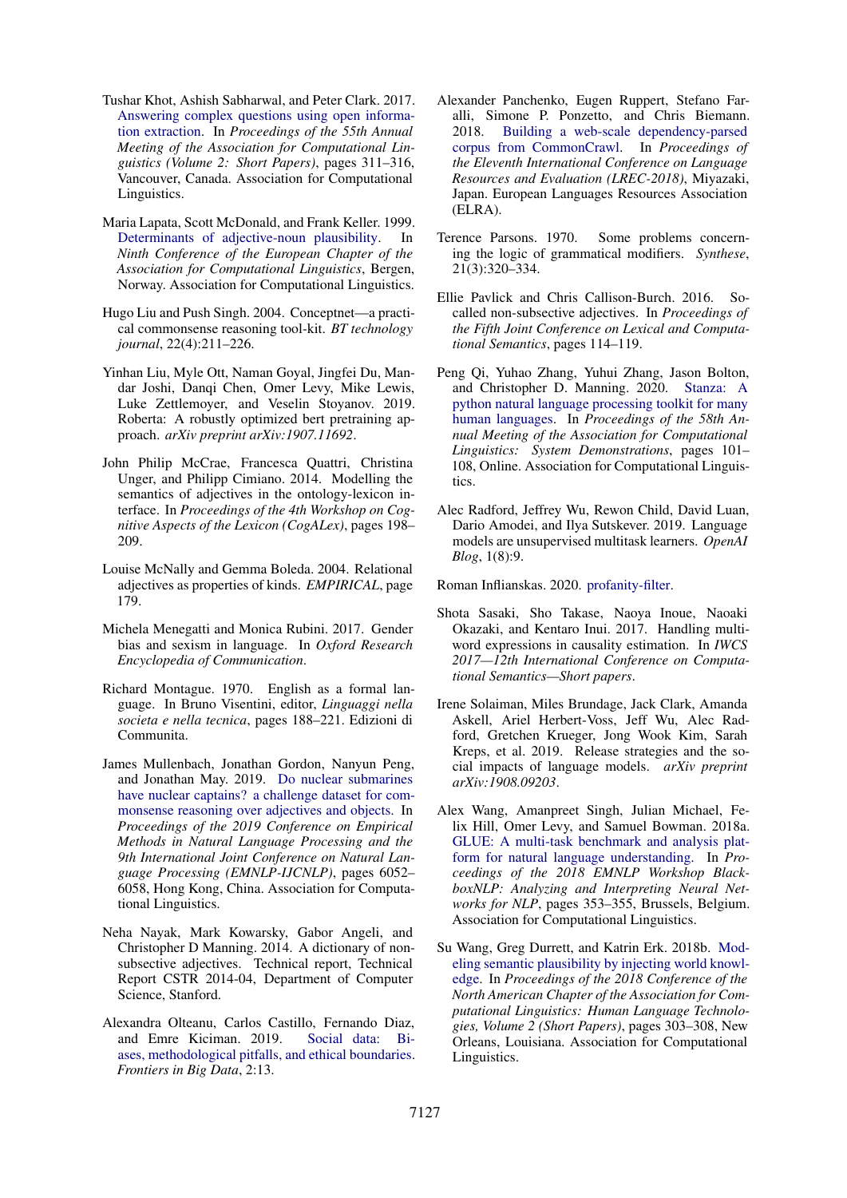Tushar Khot, Ashish Sabharwal, and Peter Clark. 2017. Answering complex questions using open information extraction. In *Proceedings of the 55th Annual Meeting of the Association for Computational Linguistics (Volume 2: Short Papers)*, pages 311–316, Vancouver, Canada. Association for Computational Linguistics.

Maria Lapata, Scott McDonald, and Frank Keller. 1999. Determinants of adjective-noun plausibility. In *Ninth Conference of the European Chapter of the Association for Computational Linguistics*, Bergen, Norway. Association for Computational Linguistics.

Hugo Liu and Push Singh. 2004. Conceptnet—a practical commonsense reasoning tool-kit. *BT technology journal*, 22(4):211–226.

Yinhan Liu, Myle Ott, Naman Goyal, Jingfei Du, Mandar Joshi, Danqi Chen, Omer Levy, Mike Lewis, Luke Zettlemoyer, and Veselin Stoyanov. 2019. Roberta: A robustly optimized bert pretraining approach. *arXiv preprint arXiv:1907.11692*.

John Philip McCrae, Francesca Quattri, Christina Unger, and Philipp Cimiano. 2014. Modelling the semantics of adjectives in the ontology-lexicon interface. In *Proceedings of the 4th Workshop on Cognitive Aspects of the Lexicon (CogALex)*, pages 198–209.

Louise McNally and Gemma Boleda. 2004. Relational adjectives as properties of kinds. *EMPIRICAL*, page 179.

Michela Menegatti and Monica Rubini. 2017. Gender bias and sexism in language. In *Oxford Research Encyclopedia of Communication*.

Richard Montague. 1970. English as a formal language. In Bruno Visentini, editor, *Linguaggi nella societa e nella tecnica*, pages 188–221. Edizioni di Communita.

James Mullenbach, Jonathan Gordon, Nanyun Peng, and Jonathan May. 2019. Do nuclear submarines have nuclear captains? a challenge dataset for commonsense reasoning over adjectives and objects. In *Proceedings of the 2019 Conference on Empirical Methods in Natural Language Processing and the 9th International Joint Conference on Natural Language Processing (EMNLP-IJCNLP)*, pages 6052–6058, Hong Kong, China. Association for Computational Linguistics.

Neha Nayak, Mark Kowarsky, Gabor Angeli, and Christopher D Manning. 2014. A dictionary of nonsubsective adjectives. Technical report, Technical Report CSTR 2014-04, Department of Computer Science, Stanford.

Alexandra Olteanu, Carlos Castillo, Fernando Diaz, and Emre Kiciman. 2019. Social data: Biases, methodological pitfalls, and ethical boundaries. *Frontiers in Big Data*, 2:13.

Alexander Panchenko, Eugen Ruppert, Stefano Faralli, Simone P. Ponzetto, and Chris Biemann. 2018. Building a web-scale dependency-parsed corpus from CommonCrawl. In *Proceedings of the Eleventh International Conference on Language Resources and Evaluation (LREC-2018)*, Miyazaki, Japan. European Languages Resources Association (ELRA).

Terence Parsons. 1970. Some problems concerning the logic of grammatical modifiers. *Synthese*, 21(3):320–334.

Ellie Pavlick and Chris Callison-Burch. 2016. So-called non-subsective adjectives. In *Proceedings of the Fifth Joint Conference on Lexical and Computational Semantics*, pages 114–119.

Peng Qi, Yuhao Zhang, Yuhui Zhang, Jason Bolton, and Christopher D. Manning. 2020. Stanza: A python natural language processing toolkit for many human languages. In *Proceedings of the 58th Annual Meeting of the Association for Computational Linguistics: System Demonstrations*, pages 101–108, Online. Association for Computational Linguistics.

Alec Radford, Jeffrey Wu, Rewon Child, David Luan, Dario Amodei, and Ilya Sutskever. 2019. Language models are unsupervised multitask learners. *OpenAI Blog*, 1(8):9.

Roman Inflianskas. 2020. profanity-filter.

Shota Sasaki, Sho Takase, Naoya Inoue, Naoaki Okazaki, and Kentaro Inui. 2017. Handling multiword expressions in causality estimation. In *IWCS 2017—12th International Conference on Computational Semantics—Short papers*.

Irene Solaiman, Miles Brundage, Jack Clark, Amanda Askell, Ariel Herbert-Voss, Jeff Wu, Alec Radford, Gretchen Krueger, Jong Wook Kim, Sarah Kreps, et al. 2019. Release strategies and the social impacts of language models. *arXiv preprint arXiv:1908.09203*.

Alex Wang, Amanpreet Singh, Julian Michael, Felix Hill, Omer Levy, and Samuel Bowman. 2018a. GLUE: A multi-task benchmark and analysis platform for natural language understanding. In *Proceedings of the 2018 EMNLP Workshop BlackboxNLP: Analyzing and Interpreting Neural Networks for NLP*, pages 353–355, Brussels, Belgium. Association for Computational Linguistics.

Su Wang, Greg Durrett, and Katrin Erk. 2018b. Modeling semantic plausibility by injecting world knowledge. In *Proceedings of the 2018 Conference of the North American Chapter of the Association for Computational Linguistics: Human Language Technologies, Volume 2 (Short Papers)*, pages 303–308, New Orleans, Louisiana. Association for Computational Linguistics.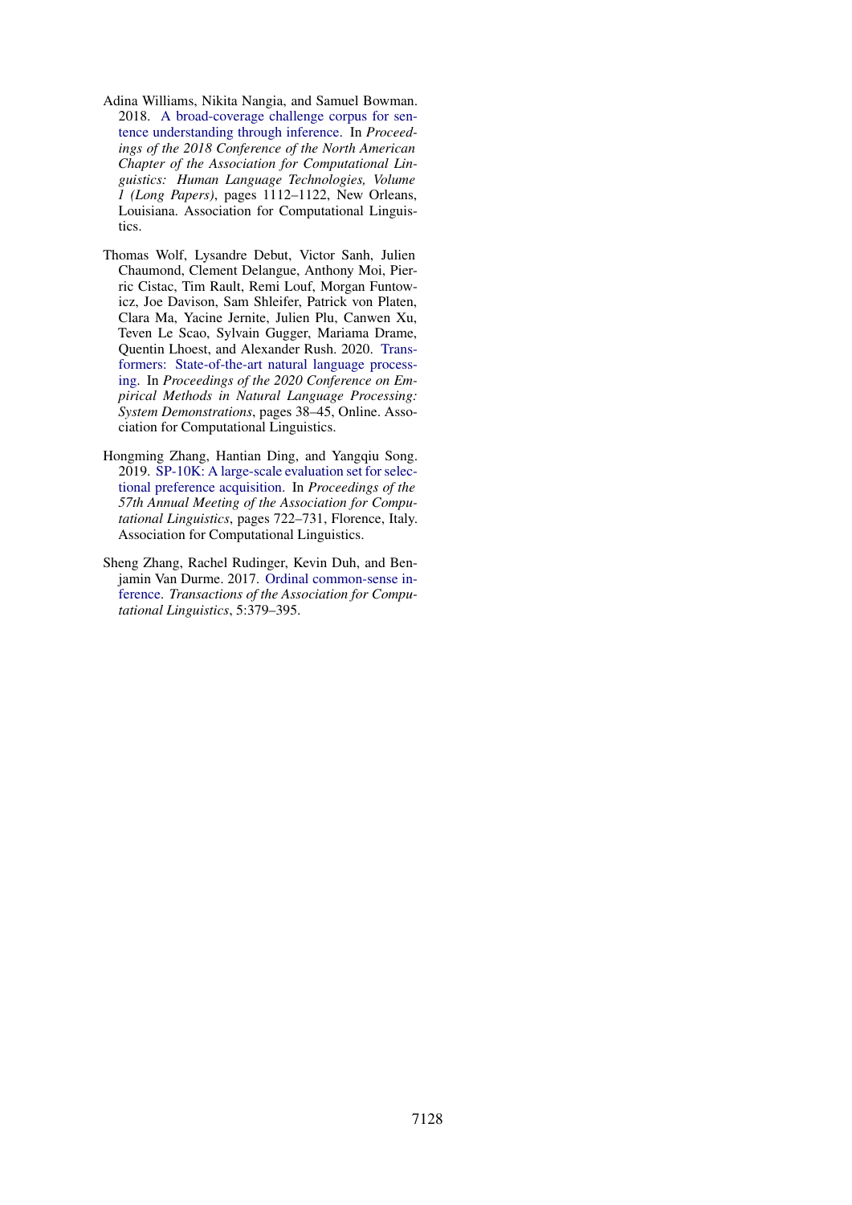Adina Williams, Nikita Nangia, and Samuel Bowman. 2018. A broad-coverage challenge corpus for sentence understanding through inference. In *Proceedings of the 2018 Conference of the North American Chapter of the Association for Computational Linguistics: Human Language Technologies, Volume 1 (Long Papers)*, pages 1112–1122, New Orleans, Louisiana. Association for Computational Linguistics.

Thomas Wolf, Lysandre Debut, Victor Sanh, Julien Chaumond, Clement Delangue, Anthony Moi, Pierric Cistac, Tim Rault, Remi Louf, Morgan Funtowicz, Joe Davison, Sam Shleifer, Patrick von Platen, Clara Ma, Yacine Jernite, Julien Plu, Canwen Xu, Teven Le Scao, Sylvain Gugger, Mariama Drame, Quentin Lhoest, and Alexander Rush. 2020. Transformers: State-of-the-art natural language processing. In *Proceedings of the 2020 Conference on Empirical Methods in Natural Language Processing: System Demonstrations*, pages 38–45, Online. Association for Computational Linguistics.

Hongming Zhang, Hantian Ding, and Yangqiu Song. 2019. SP-10K: A large-scale evaluation set for selectional preference acquisition. In *Proceedings of the 57th Annual Meeting of the Association for Computational Linguistics*, pages 722–731, Florence, Italy. Association for Computational Linguistics.

Sheng Zhang, Rachel Rudinger, Kevin Duh, and Benjamin Van Durme. 2017. Ordinal common-sense inference. *Transactions of the Association for Computational Linguistics*, 5:379–395.